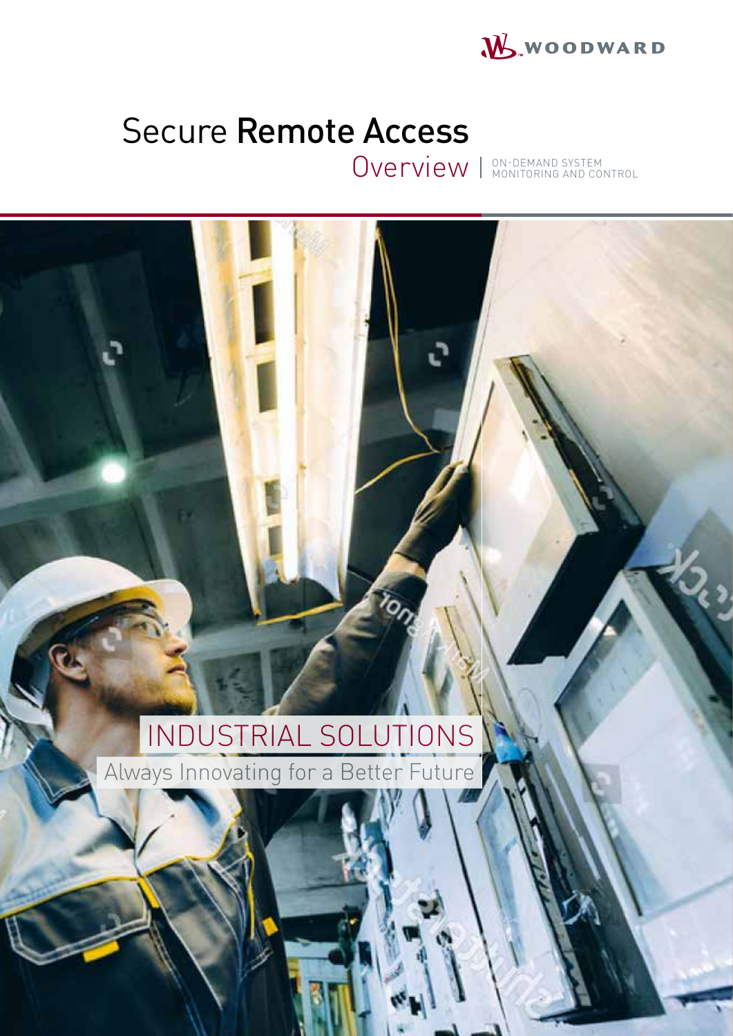WOODWARD

# Secure **Remote Access**

## Overview | ON-DEMAND SYSTEM MONITORING AND CONTROL

INDUSTRIAL SOLUTIONS

Always Innovating for a Better Future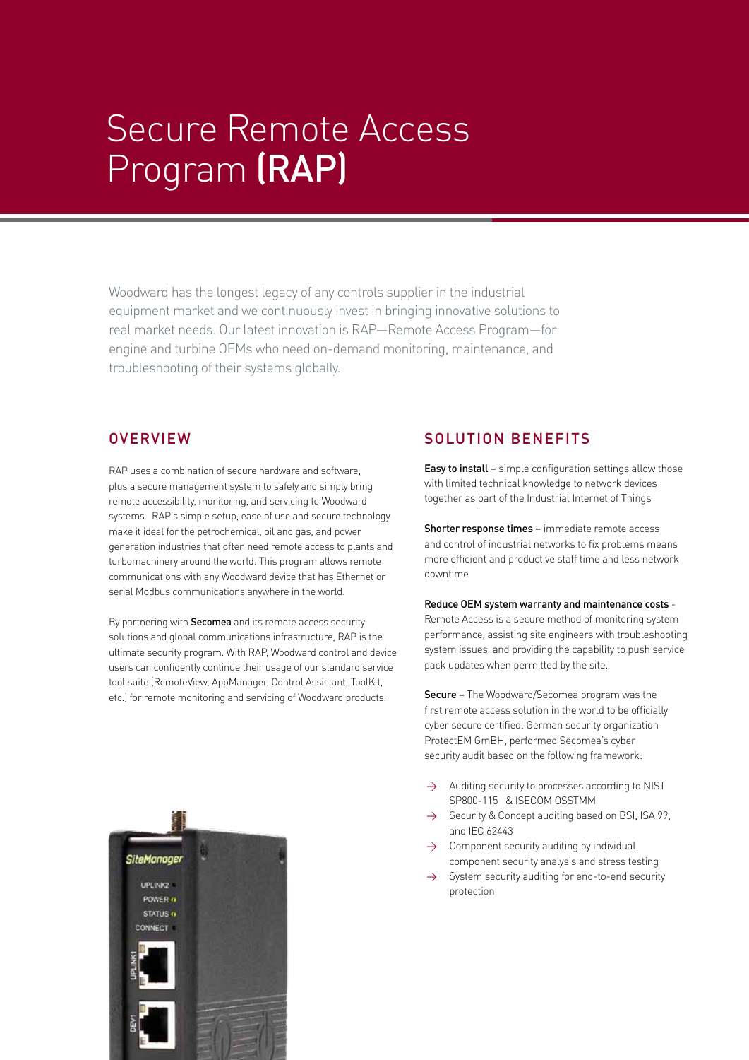# Secure Remote Access Program **(RAP)**

Woodward has the longest legacy of any controls supplier in the industrial equipment market and we continuously invest in bringing innovative solutions to real market needs. Our latest innovation is RAP—Remote Access Program—for engine and turbine OEMs who need on-demand monitoring, maintenance, and troubleshooting of their systems globally.

## OVERVIEW

RAP uses a combination of secure hardware and software, plus a secure management system to safely and simply bring remote accessibility, monitoring, and servicing to Woodward systems. RAP's simple setup, ease of use and secure technology make it ideal for the petrochemical, oil and gas, and power generation industries that often need remote access to plants and turbomachinery around the world. This program allows remote communications with any Woodward device that has Ethernet or serial Modbus communications anywhere in the world.

By partnering with **Secomea** and its remote access security solutions and global communications infrastructure, RAP is the ultimate security program. With RAP, Woodward control and device users can confidently continue their usage of our standard service tool suite (RemoteView, AppManager, Control Assistant, ToolKit, etc.) for remote monitoring and servicing of Woodward products.

## SOLUTION BENEFITS

**Easy to install –** simple configuration settings allow those with limited technical knowledge to network devices together as part of the Industrial Internet of Things

**Shorter response times –** immediate remote access and control of industrial networks to fix problems means more efficient and productive staff time and less network downtime

**Reduce OEM system warranty and maintenance costs** - Remote Access is a secure method of monitoring system performance, assisting site engineers with troubleshooting system issues, and providing the capability to push service pack updates when permitted by the site.

**Secure –** The Woodward/Secomea program was the first remote access solution in the world to be officially cyber secure certified. German security organization ProtectEM GmBH, performed Secomea's cyber security audit based on the following framework:

- Auditing security to processes according to NIST SP800-115 & ISECOM OSSTMM
- Security & Concept auditing based on BSI, ISA 99, and IEC 62443
- Component security auditing by individual component security analysis and stress testing
- System security auditing for end-to-end security protection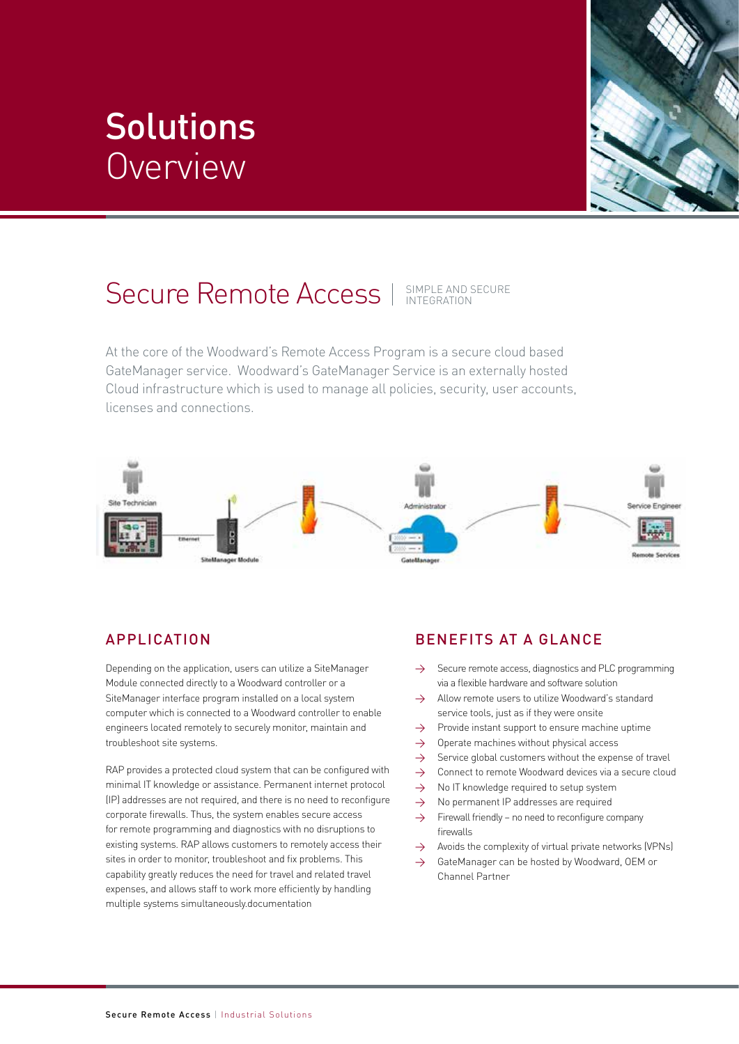# Solutions Overview

## Secure Remote Access | SIMPLE AND SECURE INTEGRATION

At the core of the Woodward's Remote Access Program is a secure cloud based GateManager service. Woodward's GateManager Service is an externally hosted Cloud infrastructure which is used to manage all policies, security, user accounts, licenses and connections.

Site Technician
Ethernet
SiteManager Module
Administrator
GateManager
Service Engineer
Remote Services

### APPLICATION

Depending on the application, users can utilize a SiteManager Module connected directly to a Woodward controller or a SiteManager interface program installed on a local system computer which is connected to a Woodward controller to enable engineers located remotely to securely monitor, maintain and troubleshoot site systems.

RAP provides a protected cloud system that can be configured with minimal IT knowledge or assistance. Permanent internet protocol (IP) addresses are not required, and there is no need to reconfigure corporate firewalls. Thus, the system enables secure access for remote programming and diagnostics with no disruptions to existing systems. RAP allows customers to remotely access their sites in order to monitor, troubleshoot and fix problems. This capability greatly reduces the need for travel and related travel expenses, and allows staff to work more efficiently by handling multiple systems simultaneously.documentation

### BENEFITS AT A GLANCE

- Secure remote access, diagnostics and PLC programming via a flexible hardware and software solution
- Allow remote users to utilize Woodward's standard service tools, just as if they were onsite
- Provide instant support to ensure machine uptime
- Operate machines without physical access
- Service global customers without the expense of travel
- Connect to remote Woodward devices via a secure cloud
- No IT knowledge required to setup system
- No permanent IP addresses are required
- Firewall friendly – no need to reconfigure company firewalls
- Avoids the complexity of virtual private networks (VPNs)
- GateManager can be hosted by Woodward, OEM or Channel Partner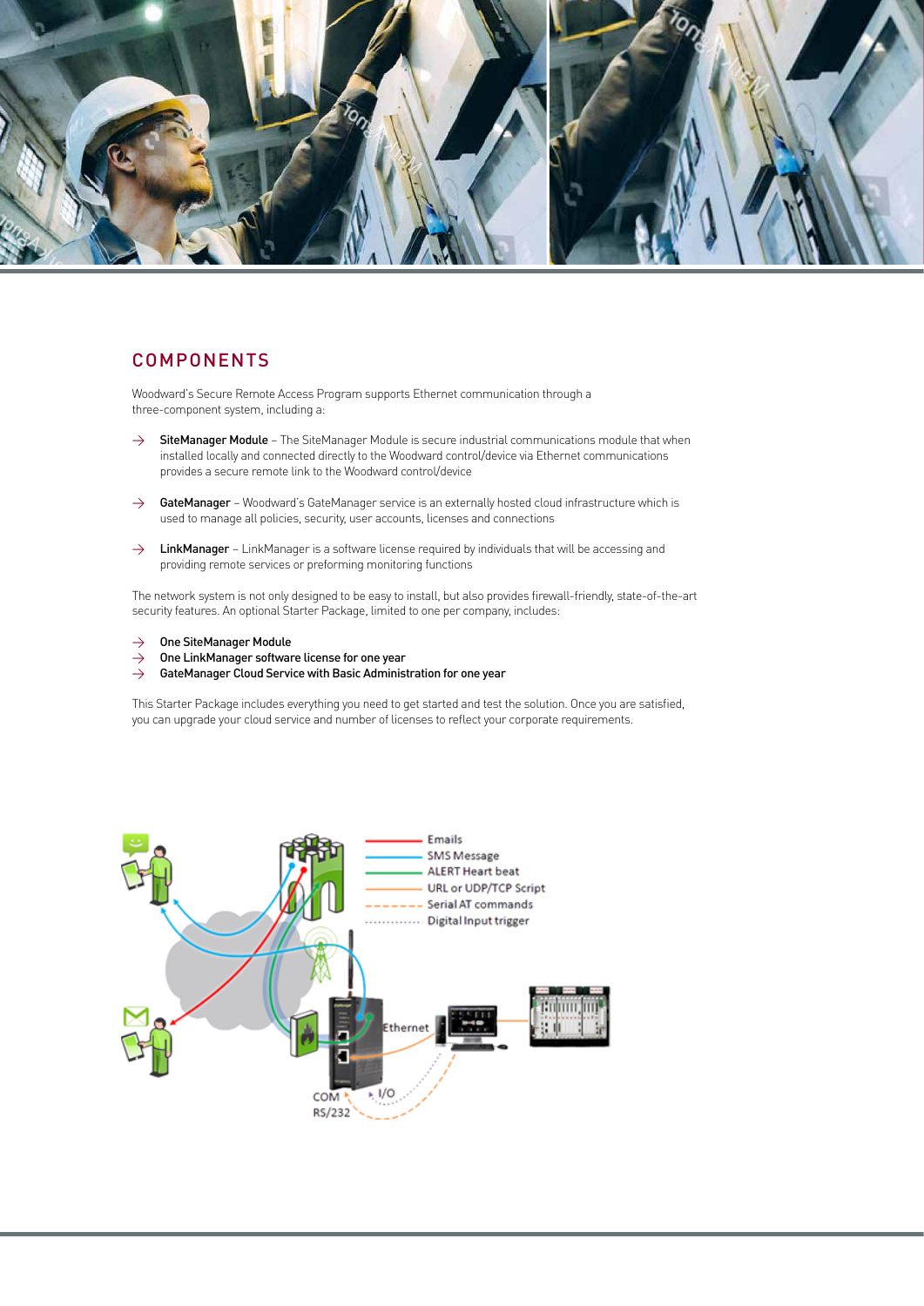## COMPONENTS

Woodward's Secure Remote Access Program supports Ethernet communication through a three-component system, including a:

- **SiteManager Module** – The SiteManager Module is secure industrial communications module that when installed locally and connected directly to the Woodward control/device via Ethernet communications provides a secure remote link to the Woodward control/device
- **GateManager** – Woodward's GateManager service is an externally hosted cloud infrastructure which is used to manage all policies, security, user accounts, licenses and connections
- **LinkManager** – LinkManager is a software license required by individuals that will be accessing and providing remote services or preforming monitoring functions

The network system is not only designed to be easy to install, but also provides firewall-friendly, state-of-the-art security features. An optional Starter Package, limited to one per company, includes:

- One SiteManager Module
- One LinkManager software license for one year
- GateManager Cloud Service with Basic Administration for one year

This Starter Package includes everything you need to get started and test the solution. Once you are satisfied, you can upgrade your cloud service and number of licenses to reflect your corporate requirements.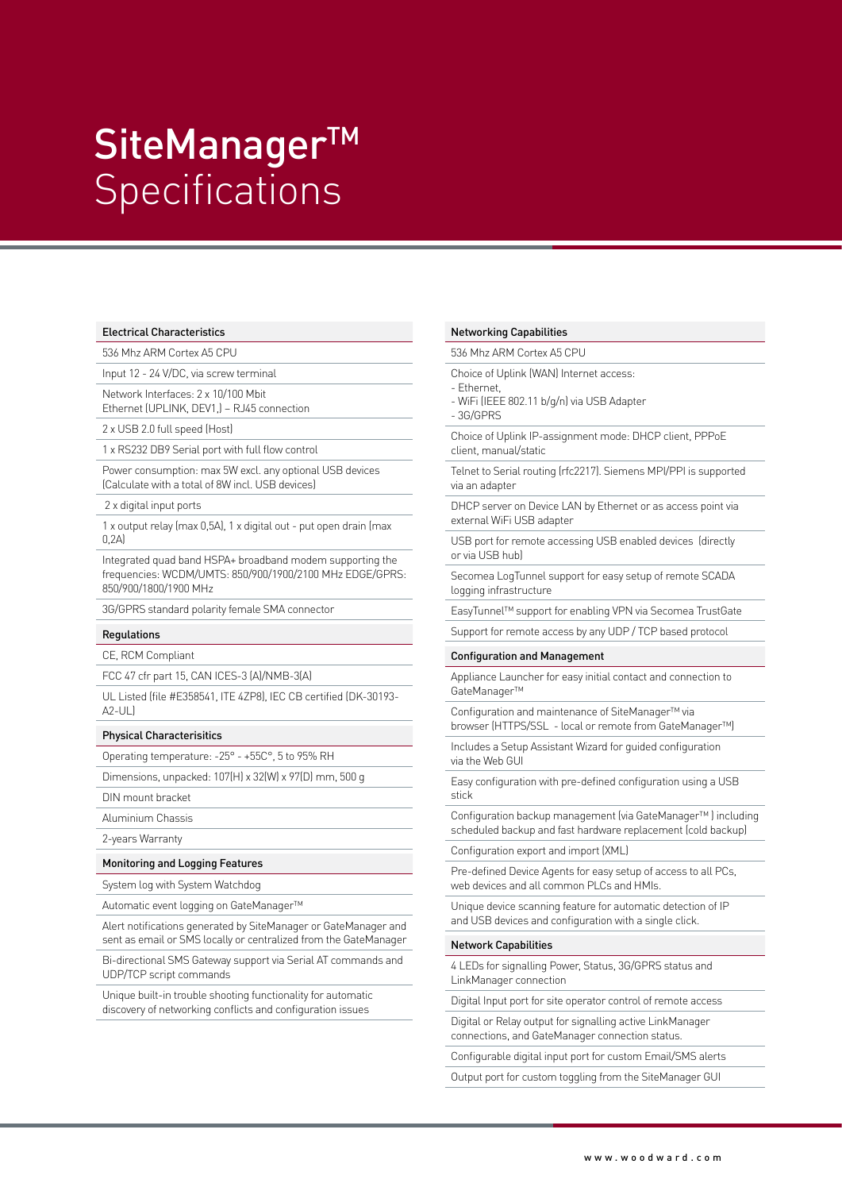# SiteManager™ Specifications

### Electrical Characteristics

- 536 Mhz ARM Cortex A5 CPU
- Input 12 - 24 V/DC, via screw terminal
- Network Interfaces: 2 x 10/100 Mbit Ethernet (UPLINK, DEV1,) – RJ45 connection
- 2 x USB 2.0 full speed (Host)
- 1 x RS232 DB9 Serial port with full flow control
- Power consumption: max 5W excl. any optional USB devices (Calculate with a total of 8W incl. USB devices)
- 2 x digital input ports
- 1 x output relay (max 0,5A), 1 x digital out - put open drain (max 0,2A)
- Integrated quad band HSPA+ broadband modem supporting the frequencies: WCDM/UMTS: 850/900/1900/2100 MHz EDGE/GPRS: 850/900/1800/1900 MHz
- 3G/GPRS standard polarity female SMA connector

### Regulations

- CE, RCM Compliant
- FCC 47 cfr part 15, CAN ICES-3 (A)/NMB-3(A)
- UL Listed (file #E358541, ITE 4ZP8), IEC CB certified (DK-30193-A2-UL)

### Physical Characterisitics

- Operating temperature: -25° - +55C°, 5 to 95% RH
- Dimensions, unpacked: 107(H) x 32(W) x 97(D) mm, 500 g
- DIN mount bracket
- Aluminium Chassis
- 2-years Warranty

### Monitoring and Logging Features

- System log with System Watchdog
- Automatic event logging on GateManager™
- Alert notifications generated by SiteManager or GateManager and sent as email or SMS locally or centralized from the GateManager
- Bi-directional SMS Gateway support via Serial AT commands and UDP/TCP script commands
- Unique built-in trouble shooting functionality for automatic discovery of networking conflicts and configuration issues

### Networking Capabilities

- 536 Mhz ARM Cortex A5 CPU
- Choice of Uplink (WAN) Internet access:
  - Ethernet,
  - WiFi (IEEE 802.11 b/g/n) via USB Adapter
  - 3G/GPRS
- Choice of Uplink IP-assignment mode: DHCP client, PPPoE client, manual/static
- Telnet to Serial routing (rfc2217). Siemens MPI/PPI is supported via an adapter
- DHCP server on Device LAN by Ethernet or as access point via external WiFi USB adapter
- USB port for remote accessing USB enabled devices (directly or via USB hub)
- Secomea LogTunnel support for easy setup of remote SCADA logging infrastructure
- EasyTunnel™ support for enabling VPN via Secomea TrustGate
- Support for remote access by any UDP / TCP based protocol

### Configuration and Management

- Appliance Launcher for easy initial contact and connection to GateManager™
- Configuration and maintenance of SiteManager™ via browser (HTTPS/SSL - local or remote from GateManager™)
- Includes a Setup Assistant Wizard for guided configuration via the Web GUI
- Easy configuration with pre-defined configuration using a USB stick
- Configuration backup management (via GateManager™ ) including scheduled backup and fast hardware replacement (cold backup)
- Configuration export and import (XML)
- Pre-defined Device Agents for easy setup of access to all PCs, web devices and all common PLCs and HMIs.
- Unique device scanning feature for automatic detection of IP and USB devices and configuration with a single click.

### Network Capabilities

- 4 LEDs for signalling Power, Status, 3G/GPRS status and LinkManager connection
- Digital Input port for site operator control of remote access
- Digital or Relay output for signalling active LinkManager connections, and GateManager connection status.
- Configurable digital input port for custom Email/SMS alerts
- Output port for custom toggling from the SiteManager GUI

www.woodward.com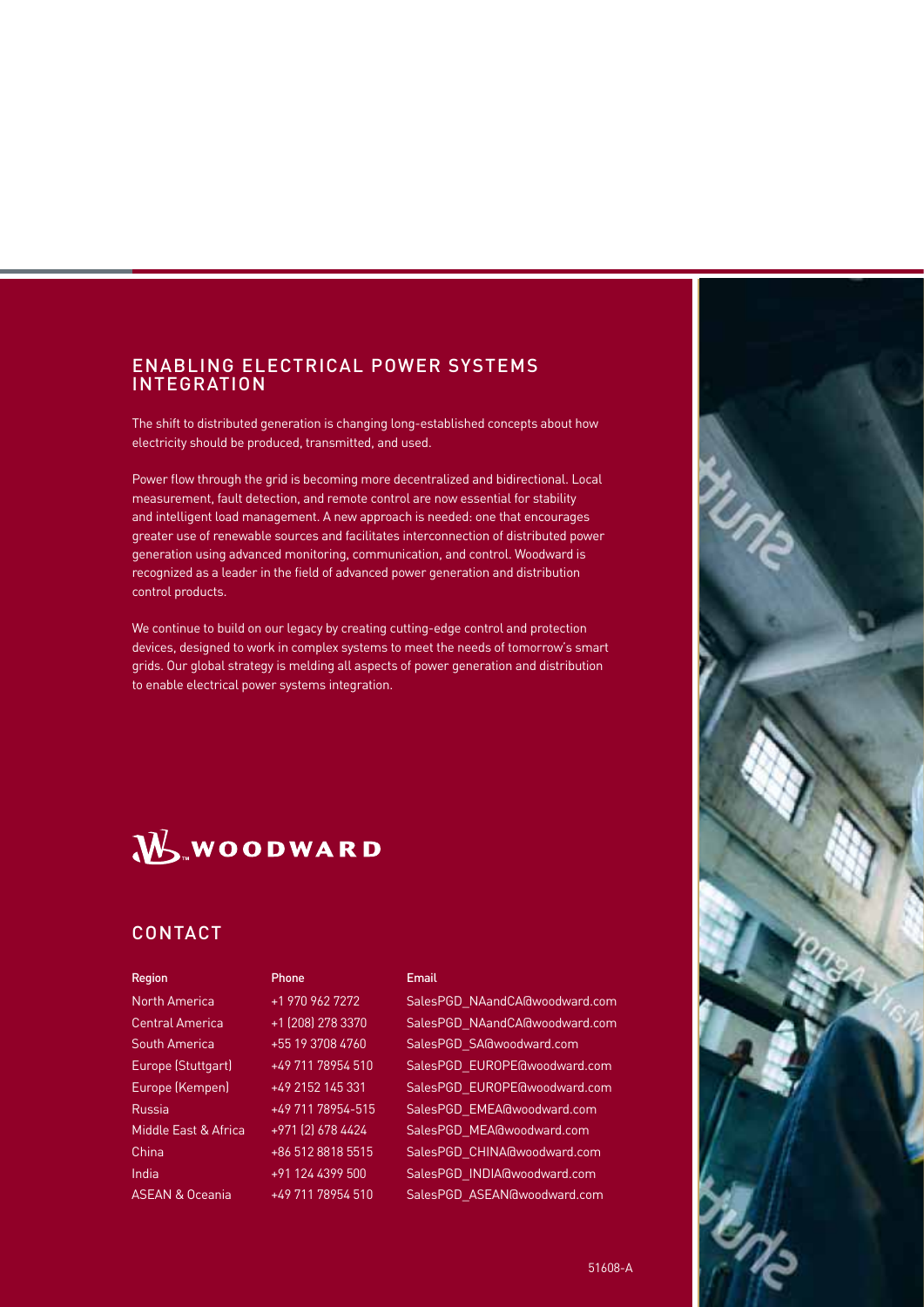## ENABLING ELECTRICAL POWER SYSTEMS INTEGRATION

The shift to distributed generation is changing long-established concepts about how electricity should be produced, transmitted, and used.

Power flow through the grid is becoming more decentralized and bidirectional. Local measurement, fault detection, and remote control are now essential for stability and intelligent load management. A new approach is needed: one that encourages greater use of renewable sources and facilitates interconnection of distributed power generation using advanced monitoring, communication, and control. Woodward is recognized as a leader in the field of advanced power generation and distribution control products.

We continue to build on our legacy by creating cutting-edge control and protection devices, designed to work in complex systems to meet the needs of tomorrow's smart grids. Our global strategy is melding all aspects of power generation and distribution to enable electrical power systems integration.

WOODWARD

## CONTACT

| Region | Phone | Email |
| --- | --- | --- |
| North America | +1 970 962 7272 | SalesPGD_NAandCA@woodward.com |
| Central America | +1 (208) 278 3370 | SalesPGD_NAandCA@woodward.com |
| South America | +55 19 3708 4760 | SalesPGD_SA@woodward.com |
| Europe (Stuttgart) | +49 711 78954 510 | SalesPGD_EUROPE@woodward.com |
| Europe (Kempen) | +49 2152 145 331 | SalesPGD_EUROPE@woodward.com |
| Russia | +49 711 78954-515 | SalesPGD_EMEA@woodward.com |
| Middle East & Africa | +971 (2) 678 4424 | SalesPGD_MEA@woodward.com |
| China | +86 512 8818 5515 | SalesPGD_CHINA@woodward.com |
| India | +91 124 4399 500 | SalesPGD_INDIA@woodward.com |
| ASEAN & Oceania | +49 711 78954 510 | SalesPGD_ASEAN@woodward.com |

51608-A